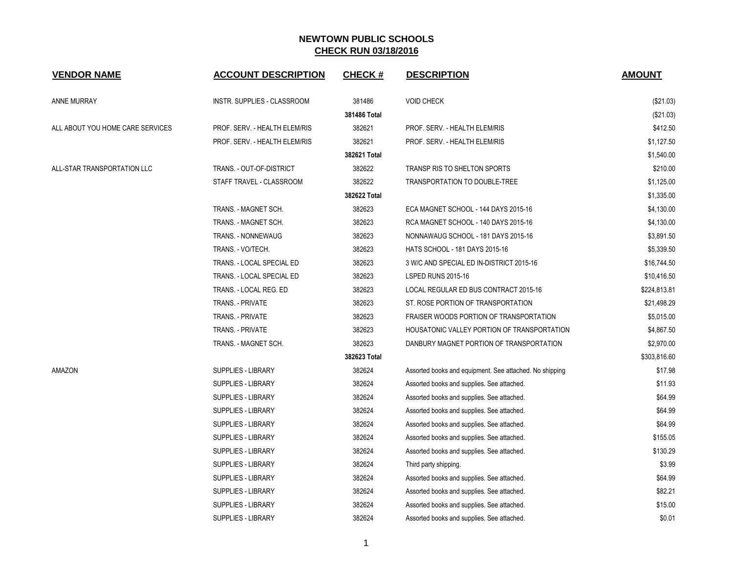# NEWTOWN PUBLIC SCHOOLS

## CHECK RUN 03/18/2016

| VENDOR NAME | ACCOUNT DESCRIPTION | CHECK # | DESCRIPTION | AMOUNT |
|---|---|---|---|---|
| ANNE MURRAY | INSTR. SUPPLIES - CLASSROOM | 381486 | VOID CHECK | ($21.03) |
| | | **381486 Total** | | ($21.03) |
| ALL ABOUT YOU HOME CARE SERVICES | PROF. SERV. - HEALTH ELEM/RIS | 382621 | PROF. SERV. - HEALTH ELEM/RIS | $412.50 |
| | PROF. SERV. - HEALTH ELEM/RIS | 382621 | PROF. SERV. - HEALTH ELEM/RIS | $1,127.50 |
| | | **382621 Total** | | $1,540.00 |
| ALL-STAR TRANSPORTATION LLC | TRANS. - OUT-OF-DISTRICT | 382622 | TRANSP RIS TO SHELTON SPORTS | $210.00 |
| | STAFF TRAVEL - CLASSROOM | 382622 | TRANSPORTATION TO DOUBLE-TREE | $1,125.00 |
| | | **382622 Total** | | $1,335.00 |
| | TRANS. - MAGNET SCH. | 382623 | ECA MAGNET SCHOOL - 144 DAYS 2015-16 | $4,130.00 |
| | TRANS. - MAGNET SCH. | 382623 | RCA MAGNET SCHOOL - 140 DAYS 2015-16 | $4,130.00 |
| | TRANS. - NONNEWAUG | 382623 | NONNAWAUG SCHOOL - 181 DAYS 2015-16 | $3,891.50 |
| | TRANS. - VO/TECH. | 382623 | HATS SCHOOL - 181 DAYS 2015-16 | $5,339.50 |
| | TRANS. - LOCAL SPECIAL ED | 382623 | 3 W/C AND SPECIAL ED IN-DISTRICT 2015-16 | $16,744.50 |
| | TRANS. - LOCAL SPECIAL ED | 382623 | LSPED RUNS 2015-16 | $10,416.50 |
| | TRANS. - LOCAL REG. ED | 382623 | LOCAL REGULAR ED BUS CONTRACT 2015-16 | $224,813.81 |
| | TRANS. - PRIVATE | 382623 | ST. ROSE PORTION OF TRANSPORTATION | $21,498.29 |
| | TRANS. - PRIVATE | 382623 | FRAISER WOODS PORTION OF TRANSPORTATION | $5,015.00 |
| | TRANS. - PRIVATE | 382623 | HOUSATONIC VALLEY PORTION OF TRANSPORTATION | $4,867.50 |
| | TRANS. - MAGNET SCH. | 382623 | DANBURY MAGNET PORTION OF TRANSPORTATION | $2,970.00 |
| | | **382623 Total** | | $303,816.60 |
| AMAZON | SUPPLIES - LIBRARY | 382624 | Assorted books and equipment. See attached. No shipping | $17.98 |
| | SUPPLIES - LIBRARY | 382624 | Assorted books and supplies. See attached. | $11.93 |
| | SUPPLIES - LIBRARY | 382624 | Assorted books and supplies. See attached. | $64.99 |
| | SUPPLIES - LIBRARY | 382624 | Assorted books and supplies. See attached. | $64.99 |
| | SUPPLIES - LIBRARY | 382624 | Assorted books and supplies. See attached. | $64.99 |
| | SUPPLIES - LIBRARY | 382624 | Assorted books and supplies. See attached. | $155.05 |
| | SUPPLIES - LIBRARY | 382624 | Assorted books and supplies. See attached. | $130.29 |
| | SUPPLIES - LIBRARY | 382624 | Third party shipping. | $3.99 |
| | SUPPLIES - LIBRARY | 382624 | Assorted books and supplies. See attached. | $64.99 |
| | SUPPLIES - LIBRARY | 382624 | Assorted books and supplies. See attached. | $82.21 |
| | SUPPLIES - LIBRARY | 382624 | Assorted books and supplies. See attached. | $15.00 |
| | SUPPLIES - LIBRARY | 382624 | Assorted books and supplies. See attached. | $0.01 |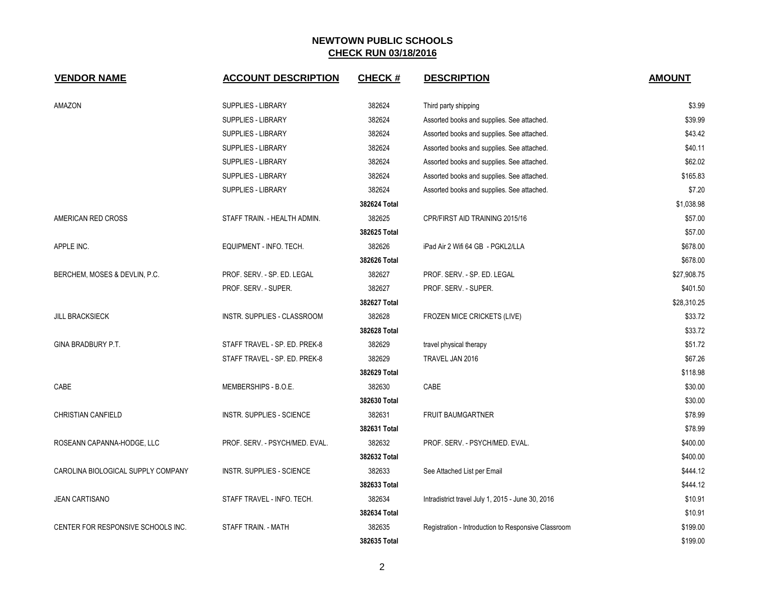# NEWTOWN PUBLIC SCHOOLS

## CHECK RUN 03/18/2016

| VENDOR NAME | ACCOUNT DESCRIPTION | CHECK # | DESCRIPTION | AMOUNT |
|---|---|---|---|---|
| AMAZON | SUPPLIES - LIBRARY | 382624 | Third party shipping | $3.99 |
| | SUPPLIES - LIBRARY | 382624 | Assorted books and supplies. See attached. | $39.99 |
| | SUPPLIES - LIBRARY | 382624 | Assorted books and supplies. See attached. | $43.42 |
| | SUPPLIES - LIBRARY | 382624 | Assorted books and supplies. See attached. | $40.11 |
| | SUPPLIES - LIBRARY | 382624 | Assorted books and supplies. See attached. | $62.02 |
| | SUPPLIES - LIBRARY | 382624 | Assorted books and supplies. See attached. | $165.83 |
| | SUPPLIES - LIBRARY | 382624 | Assorted books and supplies. See attached. | $7.20 |
| | | **382624 Total** | | $1,038.98 |
| AMERICAN RED CROSS | STAFF TRAIN. - HEALTH ADMIN. | 382625 | CPR/FIRST AID TRAINING 2015/16 | $57.00 |
| | | **382625 Total** | | $57.00 |
| APPLE INC. | EQUIPMENT - INFO. TECH. | 382626 | iPad Air 2 Wifi 64 GB - PGKL2/LLA | $678.00 |
| | | **382626 Total** | | $678.00 |
| BERCHEM, MOSES & DEVLIN, P.C. | PROF. SERV. - SP. ED. LEGAL | 382627 | PROF. SERV. - SP. ED. LEGAL | $27,908.75 |
| | PROF. SERV. - SUPER. | 382627 | PROF. SERV. - SUPER. | $401.50 |
| | | **382627 Total** | | $28,310.25 |
| JILL BRACKSIECK | INSTR. SUPPLIES - CLASSROOM | 382628 | FROZEN MICE CRICKETS (LIVE) | $33.72 |
| | | **382628 Total** | | $33.72 |
| GINA BRADBURY P.T. | STAFF TRAVEL - SP. ED. PREK-8 | 382629 | travel physical therapy | $51.72 |
| | STAFF TRAVEL - SP. ED. PREK-8 | 382629 | TRAVEL JAN 2016 | $67.26 |
| | | **382629 Total** | | $118.98 |
| CABE | MEMBERSHIPS - B.O.E. | 382630 | CABE | $30.00 |
| | | **382630 Total** | | $30.00 |
| CHRISTIAN CANFIELD | INSTR. SUPPLIES - SCIENCE | 382631 | FRUIT BAUMGARTNER | $78.99 |
| | | **382631 Total** | | $78.99 |
| ROSEANN CAPANNA-HODGE, LLC | PROF. SERV. - PSYCH/MED. EVAL. | 382632 | PROF. SERV. - PSYCH/MED. EVAL. | $400.00 |
| | | **382632 Total** | | $400.00 |
| CAROLINA BIOLOGICAL SUPPLY COMPANY | INSTR. SUPPLIES - SCIENCE | 382633 | See Attached List per Email | $444.12 |
| | | **382633 Total** | | $444.12 |
| JEAN CARTISANO | STAFF TRAVEL - INFO. TECH. | 382634 | Intradistrict travel July 1, 2015 - June 30, 2016 | $10.91 |
| | | **382634 Total** | | $10.91 |
| CENTER FOR RESPONSIVE SCHOOLS INC. | STAFF TRAIN. - MATH | 382635 | Registration - Introduction to Responsive Classroom | $199.00 |
| | | **382635 Total** | | $199.00 |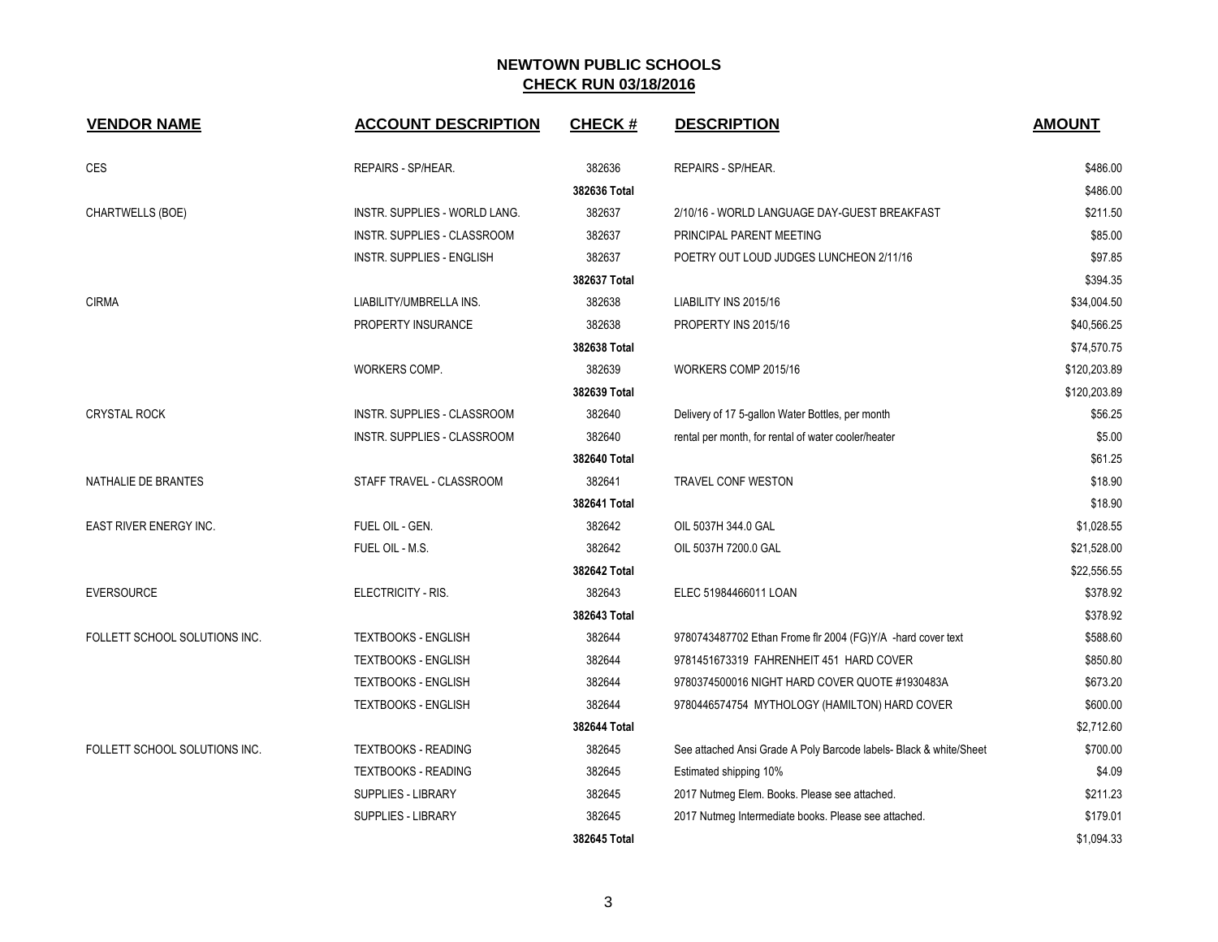# NEWTOWN PUBLIC SCHOOLS

## CHECK RUN 03/18/2016

| VENDOR NAME | ACCOUNT DESCRIPTION | CHECK # | DESCRIPTION | AMOUNT |
|---|---|---|---|---|
| CES | REPAIRS - SP/HEAR. | 382636 | REPAIRS - SP/HEAR. | $486.00 |
| | | 382636 Total | | $486.00 |
| CHARTWELLS (BOE) | INSTR. SUPPLIES - WORLD LANG. | 382637 | 2/10/16 - WORLD LANGUAGE DAY-GUEST BREAKFAST | $211.50 |
| | INSTR. SUPPLIES - CLASSROOM | 382637 | PRINCIPAL PARENT MEETING | $85.00 |
| | INSTR. SUPPLIES - ENGLISH | 382637 | POETRY OUT LOUD JUDGES LUNCHEON 2/11/16 | $97.85 |
| | | 382637 Total | | $394.35 |
| CIRMA | LIABILITY/UMBRELLA INS. | 382638 | LIABILITY INS 2015/16 | $34,004.50 |
| | PROPERTY INSURANCE | 382638 | PROPERTY INS 2015/16 | $40,566.25 |
| | | 382638 Total | | $74,570.75 |
| | WORKERS COMP. | 382639 | WORKERS COMP 2015/16 | $120,203.89 |
| | | 382639 Total | | $120,203.89 |
| CRYSTAL ROCK | INSTR. SUPPLIES - CLASSROOM | 382640 | Delivery of 17 5-gallon Water Bottles, per month | $56.25 |
| | INSTR. SUPPLIES - CLASSROOM | 382640 | rental per month, for rental of water cooler/heater | $5.00 |
| | | 382640 Total | | $61.25 |
| NATHALIE DE BRANTES | STAFF TRAVEL - CLASSROOM | 382641 | TRAVEL CONF WESTON | $18.90 |
| | | 382641 Total | | $18.90 |
| EAST RIVER ENERGY INC. | FUEL OIL - GEN. | 382642 | OIL 5037H 344.0 GAL | $1,028.55 |
| | FUEL OIL - M.S. | 382642 | OIL 5037H 7200.0 GAL | $21,528.00 |
| | | 382642 Total | | $22,556.55 |
| EVERSOURCE | ELECTRICITY - RIS. | 382643 | ELEC 51984466011 LOAN | $378.92 |
| | | 382643 Total | | $378.92 |
| FOLLETT SCHOOL SOLUTIONS INC. | TEXTBOOKS - ENGLISH | 382644 | 9780743487702 Ethan Frome flr 2004 (FG)Y/A -hard cover text | $588.60 |
| | TEXTBOOKS - ENGLISH | 382644 | 9781451673319 FAHRENHEIT 451 HARD COVER | $850.80 |
| | TEXTBOOKS - ENGLISH | 382644 | 9780374500016 NIGHT HARD COVER QUOTE #1930483A | $673.20 |
| | TEXTBOOKS - ENGLISH | 382644 | 9780446574754 MYTHOLOGY (HAMILTON) HARD COVER | $600.00 |
| | | 382644 Total | | $2,712.60 |
| FOLLETT SCHOOL SOLUTIONS INC. | TEXTBOOKS - READING | 382645 | See attached Ansi Grade A Poly Barcode labels- Black & white/Sheet | $700.00 |
| | TEXTBOOKS - READING | 382645 | Estimated shipping 10% | $4.09 |
| | SUPPLIES - LIBRARY | 382645 | 2017 Nutmeg Elem. Books. Please see attached. | $211.23 |
| | SUPPLIES - LIBRARY | 382645 | 2017 Nutmeg Intermediate books. Please see attached. | $179.01 |
| | | 382645 Total | | $1,094.33 |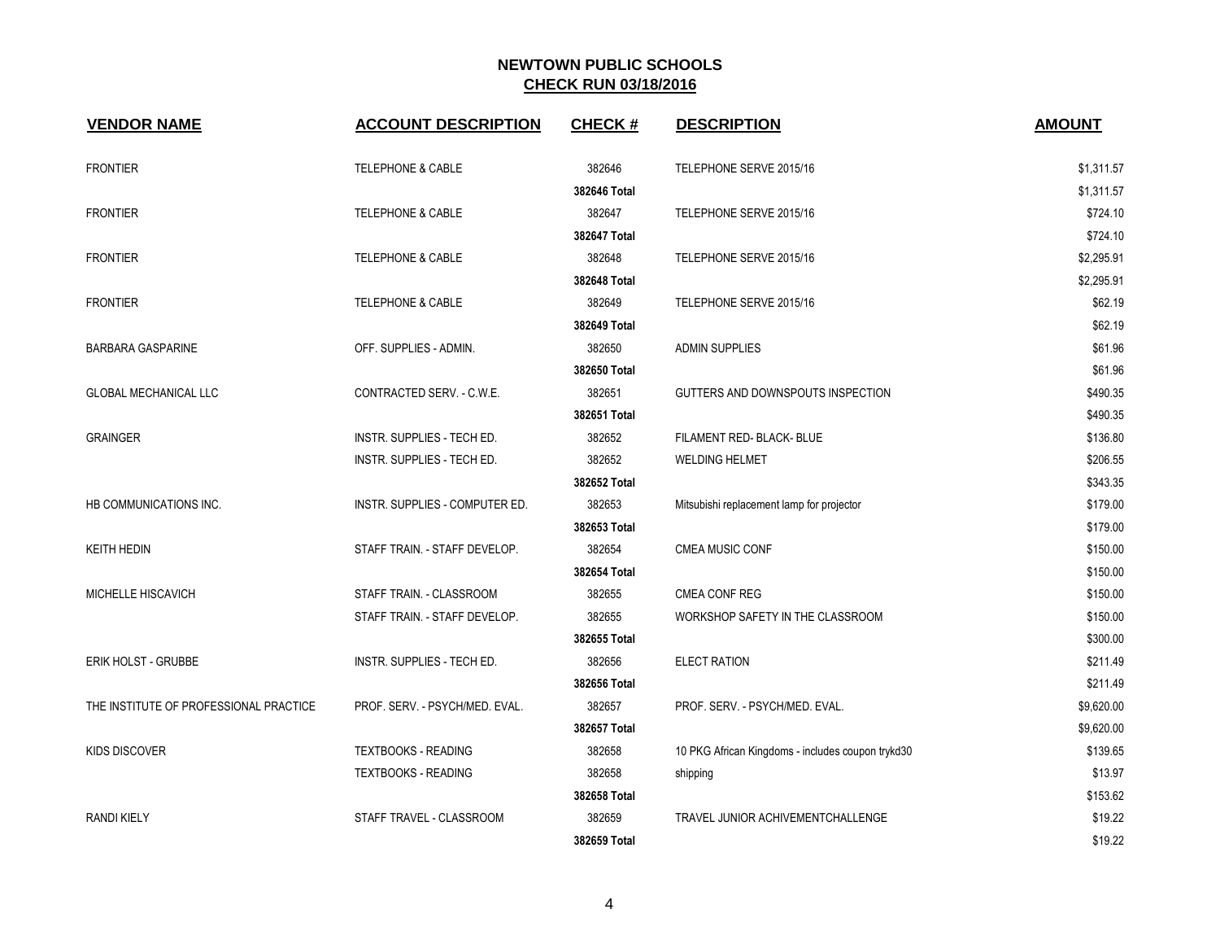# NEWTOWN PUBLIC SCHOOLS
## CHECK RUN 03/18/2016

| VENDOR NAME | ACCOUNT DESCRIPTION | CHECK # | DESCRIPTION | AMOUNT |
|---|---|---|---|---|
| FRONTIER | TELEPHONE & CABLE | 382646 | TELEPHONE SERVE 2015/16 | $1,311.57 |
| | | 382646 Total | | $1,311.57 |
| FRONTIER | TELEPHONE & CABLE | 382647 | TELEPHONE SERVE 2015/16 | $724.10 |
| | | 382647 Total | | $724.10 |
| FRONTIER | TELEPHONE & CABLE | 382648 | TELEPHONE SERVE 2015/16 | $2,295.91 |
| | | 382648 Total | | $2,295.91 |
| FRONTIER | TELEPHONE & CABLE | 382649 | TELEPHONE SERVE 2015/16 | $62.19 |
| | | 382649 Total | | $62.19 |
| BARBARA GASPARINE | OFF. SUPPLIES - ADMIN. | 382650 | ADMIN SUPPLIES | $61.96 |
| | | 382650 Total | | $61.96 |
| GLOBAL MECHANICAL LLC | CONTRACTED SERV. - C.W.E. | 382651 | GUTTERS AND DOWNSPOUTS INSPECTION | $490.35 |
| | | 382651 Total | | $490.35 |
| GRAINGER | INSTR. SUPPLIES - TECH ED. | 382652 | FILAMENT RED- BLACK- BLUE | $136.80 |
| | INSTR. SUPPLIES - TECH ED. | 382652 | WELDING HELMET | $206.55 |
| | | 382652 Total | | $343.35 |
| HB COMMUNICATIONS INC. | INSTR. SUPPLIES - COMPUTER ED. | 382653 | Mitsubishi replacement lamp for projector | $179.00 |
| | | 382653 Total | | $179.00 |
| KEITH HEDIN | STAFF TRAIN. - STAFF DEVELOP. | 382654 | CMEA MUSIC CONF | $150.00 |
| | | 382654 Total | | $150.00 |
| MICHELLE HISCAVICH | STAFF TRAIN. - CLASSROOM | 382655 | CMEA CONF REG | $150.00 |
| | STAFF TRAIN. - STAFF DEVELOP. | 382655 | WORKSHOP SAFETY IN THE CLASSROOM | $150.00 |
| | | 382655 Total | | $300.00 |
| ERIK HOLST - GRUBBE | INSTR. SUPPLIES - TECH ED. | 382656 | ELECT RATION | $211.49 |
| | | 382656 Total | | $211.49 |
| THE INSTITUTE OF PROFESSIONAL PRACTICE | PROF. SERV. - PSYCH/MED. EVAL. | 382657 | PROF. SERV. - PSYCH/MED. EVAL. | $9,620.00 |
| | | 382657 Total | | $9,620.00 |
| KIDS DISCOVER | TEXTBOOKS - READING | 382658 | 10 PKG African Kingdoms - includes coupon trykd30 | $139.65 |
| | TEXTBOOKS - READING | 382658 | shipping | $13.97 |
| | | 382658 Total | | $153.62 |
| RANDI KIELY | STAFF TRAVEL - CLASSROOM | 382659 | TRAVEL JUNIOR ACHIVEMENTCHALLENGE | $19.22 |
| | | 382659 Total | | $19.22 |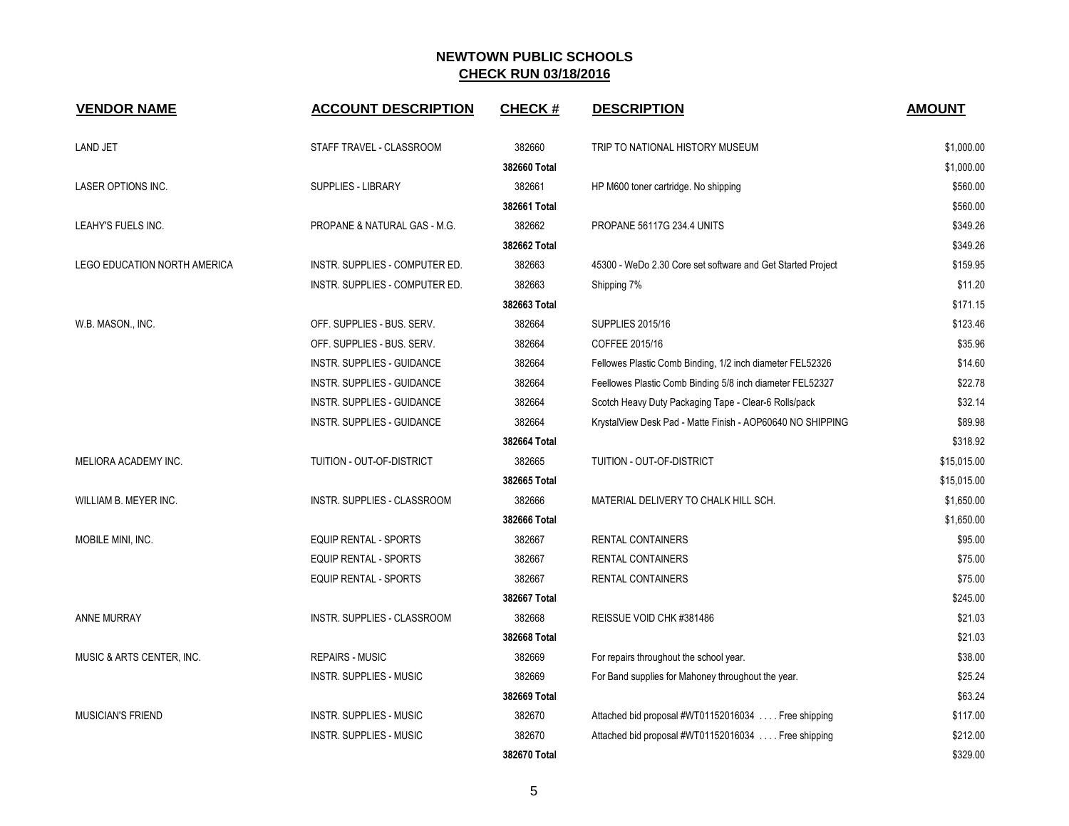# NEWTOWN PUBLIC SCHOOLS

## CHECK RUN 03/18/2016

| VENDOR NAME | ACCOUNT DESCRIPTION | CHECK # | DESCRIPTION | AMOUNT |
|---|---|---|---|---|
| LAND JET | STAFF TRAVEL - CLASSROOM | 382660 | TRIP TO NATIONAL HISTORY MUSEUM | $1,000.00 |
| | | **382660 Total** | | $1,000.00 |
| LASER OPTIONS INC. | SUPPLIES - LIBRARY | 382661 | HP M600 toner cartridge. No shipping | $560.00 |
| | | **382661 Total** | | $560.00 |
| LEAHY'S FUELS INC. | PROPANE & NATURAL GAS - M.G. | 382662 | PROPANE 56117G 234.4 UNITS | $349.26 |
| | | **382662 Total** | | $349.26 |
| LEGO EDUCATION NORTH AMERICA | INSTR. SUPPLIES - COMPUTER ED. | 382663 | 45300 - WeDo 2.30 Core set software and Get Started Project | $159.95 |
| | INSTR. SUPPLIES - COMPUTER ED. | 382663 | Shipping 7% | $11.20 |
| | | **382663 Total** | | $171.15 |
| W.B. MASON., INC. | OFF. SUPPLIES - BUS. SERV. | 382664 | SUPPLIES 2015/16 | $123.46 |
| | OFF. SUPPLIES - BUS. SERV. | 382664 | COFFEE 2015/16 | $35.96 |
| | INSTR. SUPPLIES - GUIDANCE | 382664 | Fellowes Plastic Comb Binding, 1/2 inch diameter FEL52326 | $14.60 |
| | INSTR. SUPPLIES - GUIDANCE | 382664 | Feellowes Plastic Comb Binding 5/8 inch diameter FEL52327 | $22.78 |
| | INSTR. SUPPLIES - GUIDANCE | 382664 | Scotch Heavy Duty Packaging Tape - Clear-6 Rolls/pack | $32.14 |
| | INSTR. SUPPLIES - GUIDANCE | 382664 | KrystalView Desk Pad - Matte Finish - AOP60640 NO SHIPPING | $89.98 |
| | | **382664 Total** | | $318.92 |
| MELIORA ACADEMY INC. | TUITION - OUT-OF-DISTRICT | 382665 | TUITION - OUT-OF-DISTRICT | $15,015.00 |
| | | **382665 Total** | | $15,015.00 |
| WILLIAM B. MEYER INC. | INSTR. SUPPLIES - CLASSROOM | 382666 | MATERIAL DELIVERY TO CHALK HILL SCH. | $1,650.00 |
| | | **382666 Total** | | $1,650.00 |
| MOBILE MINI, INC. | EQUIP RENTAL - SPORTS | 382667 | RENTAL CONTAINERS | $95.00 |
| | EQUIP RENTAL - SPORTS | 382667 | RENTAL CONTAINERS | $75.00 |
| | EQUIP RENTAL - SPORTS | 382667 | RENTAL CONTAINERS | $75.00 |
| | | **382667 Total** | | $245.00 |
| ANNE MURRAY | INSTR. SUPPLIES - CLASSROOM | 382668 | REISSUE VOID CHK #381486 | $21.03 |
| | | **382668 Total** | | $21.03 |
| MUSIC & ARTS CENTER, INC. | REPAIRS - MUSIC | 382669 | For repairs throughout the school year. | $38.00 |
| | INSTR. SUPPLIES - MUSIC | 382669 | For Band supplies for Mahoney throughout the year. | $25.24 |
| | | **382669 Total** | | $63.24 |
| MUSICIAN'S FRIEND | INSTR. SUPPLIES - MUSIC | 382670 | Attached bid proposal #WT01152016034 . . . . Free shipping | $117.00 |
| | INSTR. SUPPLIES - MUSIC | 382670 | Attached bid proposal #WT01152016034 . . . . Free shipping | $212.00 |
| | | **382670 Total** | | $329.00 |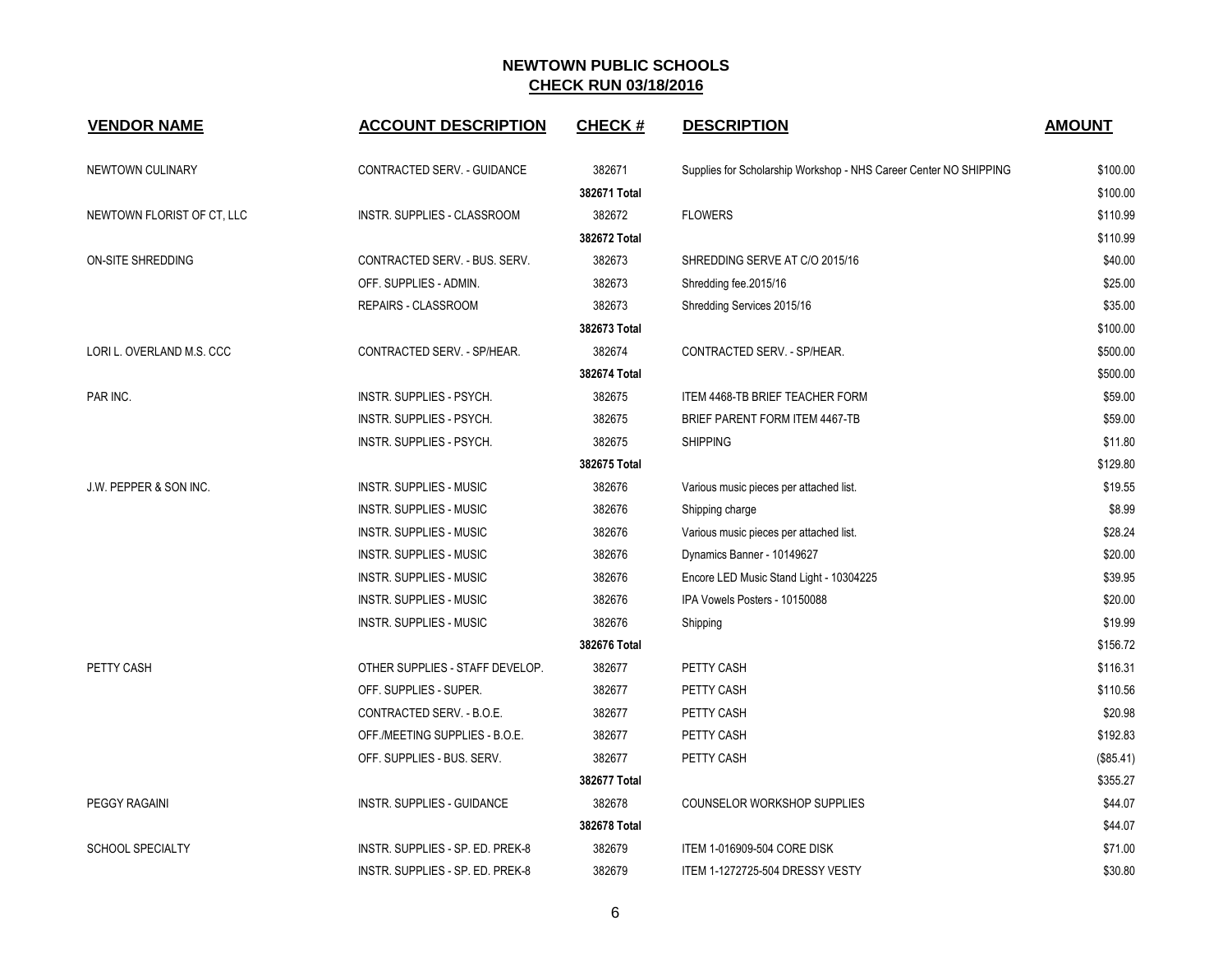# NEWTOWN PUBLIC SCHOOLS

## CHECK RUN 03/18/2016

| VENDOR NAME | ACCOUNT DESCRIPTION | CHECK # | DESCRIPTION | AMOUNT |
|---|---|---|---|---|
| NEWTOWN CULINARY | CONTRACTED SERV. - GUIDANCE | 382671 | Supplies for Scholarship Workshop - NHS Career Center NO SHIPPING | $100.00 |
| | | **382671 Total** | | $100.00 |
| NEWTOWN FLORIST OF CT, LLC | INSTR. SUPPLIES - CLASSROOM | 382672 | FLOWERS | $110.99 |
| | | **382672 Total** | | $110.99 |
| ON-SITE SHREDDING | CONTRACTED SERV. - BUS. SERV. | 382673 | SHREDDING SERVE AT C/O 2015/16 | $40.00 |
| | OFF. SUPPLIES - ADMIN. | 382673 | Shredding fee.2015/16 | $25.00 |
| | REPAIRS - CLASSROOM | 382673 | Shredding Services 2015/16 | $35.00 |
| | | **382673 Total** | | $100.00 |
| LORI L. OVERLAND M.S. CCC | CONTRACTED SERV. - SP/HEAR. | 382674 | CONTRACTED SERV. - SP/HEAR. | $500.00 |
| | | **382674 Total** | | $500.00 |
| PAR INC. | INSTR. SUPPLIES - PSYCH. | 382675 | ITEM 4468-TB BRIEF TEACHER FORM | $59.00 |
| | INSTR. SUPPLIES - PSYCH. | 382675 | BRIEF PARENT FORM ITEM 4467-TB | $59.00 |
| | INSTR. SUPPLIES - PSYCH. | 382675 | SHIPPING | $11.80 |
| | | **382675 Total** | | $129.80 |
| J.W. PEPPER & SON INC. | INSTR. SUPPLIES - MUSIC | 382676 | Various music pieces per attached list. | $19.55 |
| | INSTR. SUPPLIES - MUSIC | 382676 | Shipping charge | $8.99 |
| | INSTR. SUPPLIES - MUSIC | 382676 | Various music pieces per attached list. | $28.24 |
| | INSTR. SUPPLIES - MUSIC | 382676 | Dynamics Banner - 10149627 | $20.00 |
| | INSTR. SUPPLIES - MUSIC | 382676 | Encore LED Music Stand Light - 10304225 | $39.95 |
| | INSTR. SUPPLIES - MUSIC | 382676 | IPA Vowels Posters - 10150088 | $20.00 |
| | INSTR. SUPPLIES - MUSIC | 382676 | Shipping | $19.99 |
| | | **382676 Total** | | $156.72 |
| PETTY CASH | OTHER SUPPLIES - STAFF DEVELOP. | 382677 | PETTY CASH | $116.31 |
| | OFF. SUPPLIES - SUPER. | 382677 | PETTY CASH | $110.56 |
| | CONTRACTED SERV. - B.O.E. | 382677 | PETTY CASH | $20.98 |
| | OFF./MEETING SUPPLIES - B.O.E. | 382677 | PETTY CASH | $192.83 |
| | OFF. SUPPLIES - BUS. SERV. | 382677 | PETTY CASH | ($85.41) |
| | | **382677 Total** | | $355.27 |
| PEGGY RAGAINI | INSTR. SUPPLIES - GUIDANCE | 382678 | COUNSELOR WORKSHOP SUPPLIES | $44.07 |
| | | **382678 Total** | | $44.07 |
| SCHOOL SPECIALTY | INSTR. SUPPLIES - SP. ED. PREK-8 | 382679 | ITEM 1-016909-504 CORE DISK | $71.00 |
| | INSTR. SUPPLIES - SP. ED. PREK-8 | 382679 | ITEM 1-1272725-504 DRESSY VESTY | $30.80 |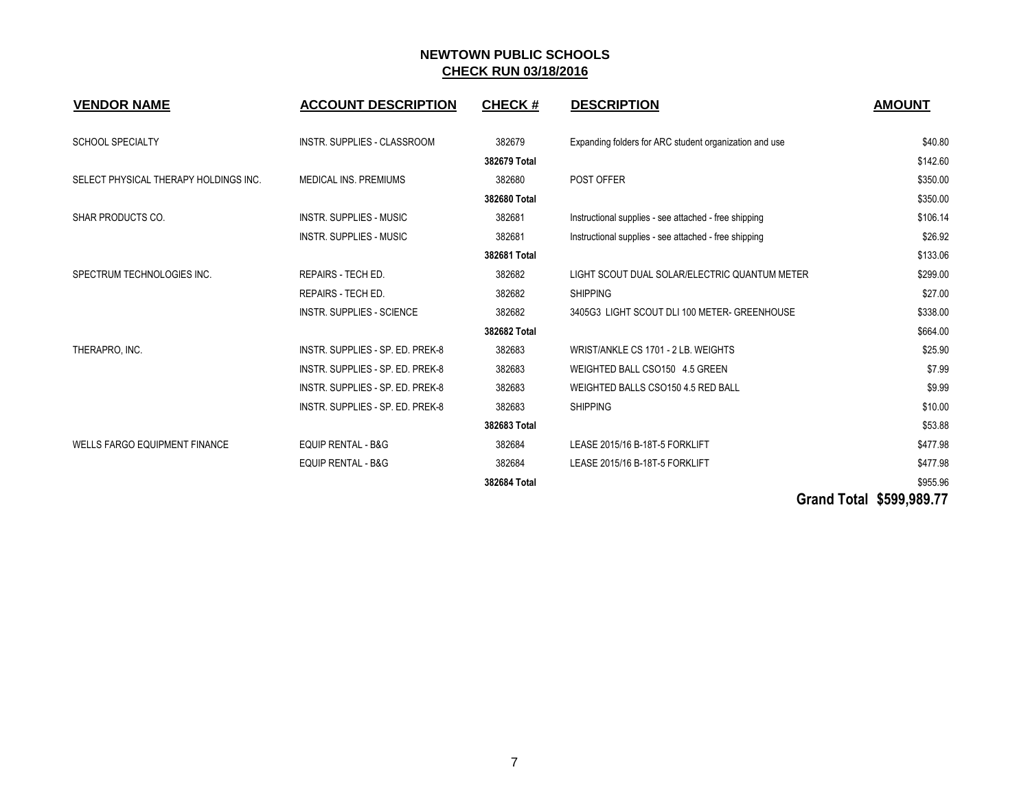## NEWTOWN PUBLIC SCHOOLS
## CHECK RUN 03/18/2016

| VENDOR NAME | ACCOUNT DESCRIPTION | CHECK # | DESCRIPTION | AMOUNT |
|---|---|---|---|---|
| SCHOOL SPECIALTY | INSTR. SUPPLIES - CLASSROOM | 382679 | Expanding folders for ARC student organization and use | $40.80 |
| | | **382679 Total** | | $142.60 |
| SELECT PHYSICAL THERAPY HOLDINGS INC. | MEDICAL INS. PREMIUMS | 382680 | POST OFFER | $350.00 |
| | | **382680 Total** | | $350.00 |
| SHAR PRODUCTS CO. | INSTR. SUPPLIES - MUSIC | 382681 | Instructional supplies - see attached - free shipping | $106.14 |
| | INSTR. SUPPLIES - MUSIC | 382681 | Instructional supplies - see attached - free shipping | $26.92 |
| | | **382681 Total** | | $133.06 |
| SPECTRUM TECHNOLOGIES INC. | REPAIRS - TECH ED. | 382682 | LIGHT SCOUT DUAL SOLAR/ELECTRIC QUANTUM METER | $299.00 |
| | REPAIRS - TECH ED. | 382682 | SHIPPING | $27.00 |
| | INSTR. SUPPLIES - SCIENCE | 382682 | 3405G3 LIGHT SCOUT DLI 100 METER- GREENHOUSE | $338.00 |
| | | **382682 Total** | | $664.00 |
| THERAPRO, INC. | INSTR. SUPPLIES - SP. ED. PREK-8 | 382683 | WRIST/ANKLE CS 1701 - 2 LB. WEIGHTS | $25.90 |
| | INSTR. SUPPLIES - SP. ED. PREK-8 | 382683 | WEIGHTED BALL CSO150 4.5 GREEN | $7.99 |
| | INSTR. SUPPLIES - SP. ED. PREK-8 | 382683 | WEIGHTED BALLS CSO150 4.5 RED BALL | $9.99 |
| | INSTR. SUPPLIES - SP. ED. PREK-8 | 382683 | SHIPPING | $10.00 |
| | | **382683 Total** | | $53.88 |
| WELLS FARGO EQUIPMENT FINANCE | EQUIP RENTAL - B&G | 382684 | LEASE 2015/16 B-18T-5 FORKLIFT | $477.98 |
| | EQUIP RENTAL - B&G | 382684 | LEASE 2015/16 B-18T-5 FORKLIFT | $477.98 |
| | | **382684 Total** | | $955.96 |
| | | | **Grand Total** | **$599,989.77** |